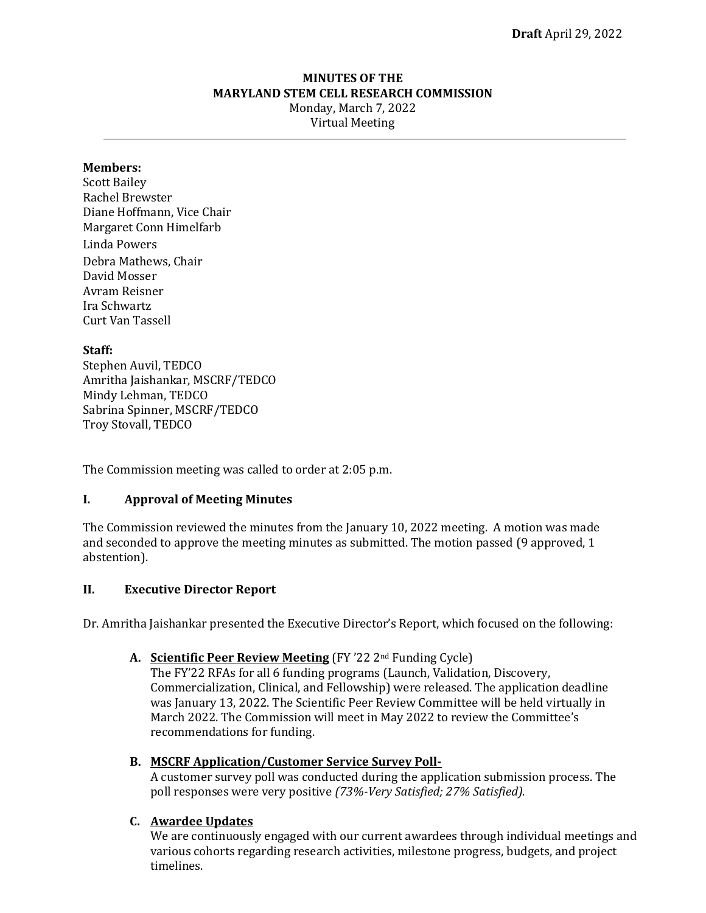**Draft** April 29, 2022

# MINUTES OF THE MARYLAND STEM CELL RESEARCH COMMISSION

Monday, March 7, 2022
Virtual Meeting

---

**Members:**
Scott Bailey
Rachel Brewster
Diane Hoffmann, Vice Chair
Margaret Conn Himelfarb
Linda Powers
Debra Mathews, Chair
David Mosser
Avram Reisner
Ira Schwartz
Curt Van Tassell

**Staff:**
Stephen Auvil, TEDCO
Amritha Jaishankar, MSCRF/TEDCO
Mindy Lehman, TEDCO
Sabrina Spinner, MSCRF/TEDCO
Troy Stovall, TEDCO

The Commission meeting was called to order at 2:05 p.m.

## I. Approval of Meeting Minutes

The Commission reviewed the minutes from the January 10, 2022 meeting. A motion was made and seconded to approve the meeting minutes as submitted. The motion passed (9 approved, 1 abstention).

## II. Executive Director Report

Dr. Amritha Jaishankar presented the Executive Director's Report, which focused on the following:

**A. Scientific Peer Review Meeting** (FY '22 2nd Funding Cycle)
The FY'22 RFAs for all 6 funding programs (Launch, Validation, Discovery, Commercialization, Clinical, and Fellowship) were released. The application deadline was January 13, 2022. The Scientific Peer Review Committee will be held virtually in March 2022. The Commission will meet in May 2022 to review the Committee's recommendations for funding.

**B. MSCRF Application/Customer Service Survey Poll-**
A customer survey poll was conducted during the application submission process. The poll responses were very positive *(73%-Very Satisfied; 27% Satisfied).*

**C. Awardee Updates**
We are continuously engaged with our current awardees through individual meetings and various cohorts regarding research activities, milestone progress, budgets, and project timelines.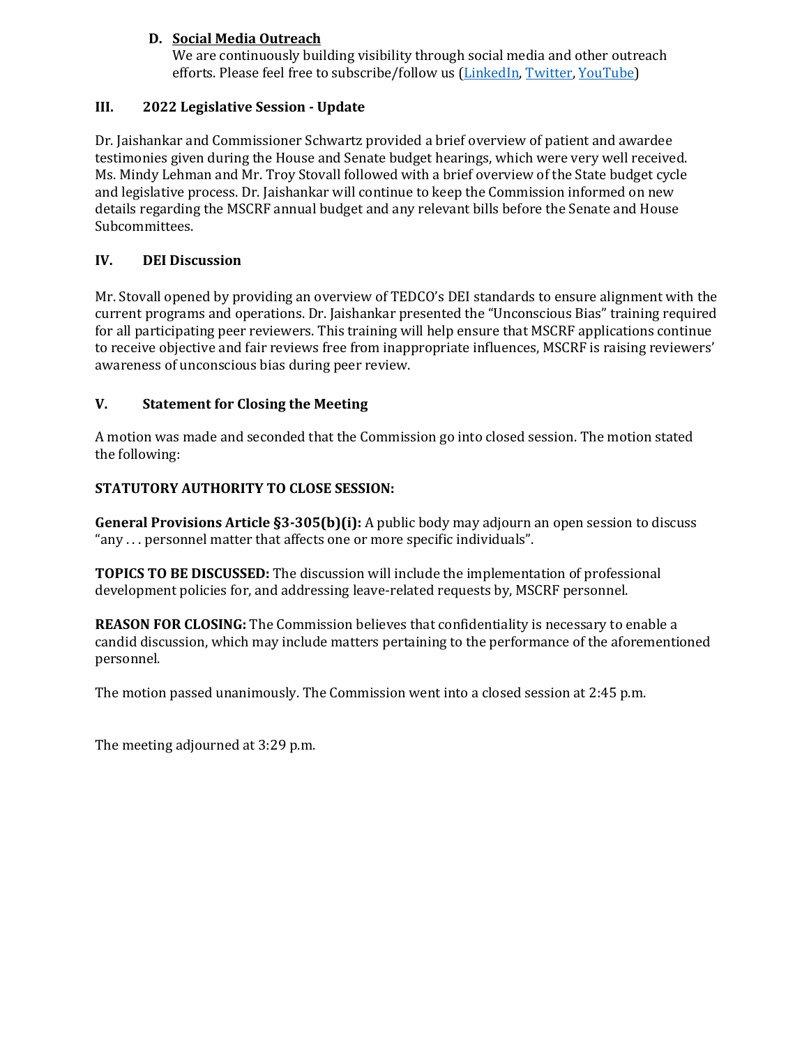### D. <u>Social Media Outreach</u>

We are continuously building visibility through social media and other outreach efforts. Please feel free to subscribe/follow us (LinkedIn, Twitter, YouTube)

## III. 2022 Legislative Session - Update

Dr. Jaishankar and Commissioner Schwartz provided a brief overview of patient and awardee testimonies given during the House and Senate budget hearings, which were very well received. Ms. Mindy Lehman and Mr. Troy Stovall followed with a brief overview of the State budget cycle and legislative process. Dr. Jaishankar will continue to keep the Commission informed on new details regarding the MSCRF annual budget and any relevant bills before the Senate and House Subcommittees.

## IV. DEI Discussion

Mr. Stovall opened by providing an overview of TEDCO's DEI standards to ensure alignment with the current programs and operations. Dr. Jaishankar presented the "Unconscious Bias" training required for all participating peer reviewers. This training will help ensure that MSCRF applications continue to receive objective and fair reviews free from inappropriate influences, MSCRF is raising reviewers' awareness of unconscious bias during peer review.

## V. Statement for Closing the Meeting

A motion was made and seconded that the Commission go into closed session. The motion stated the following:

**STATUTORY AUTHORITY TO CLOSE SESSION:**

**General Provisions Article §3-305(b)(i):** A public body may adjourn an open session to discuss "any . . . personnel matter that affects one or more specific individuals".

**TOPICS TO BE DISCUSSED:** The discussion will include the implementation of professional development policies for, and addressing leave-related requests by, MSCRF personnel.

**REASON FOR CLOSING:** The Commission believes that confidentiality is necessary to enable a candid discussion, which may include matters pertaining to the performance of the aforementioned personnel.

The motion passed unanimously. The Commission went into a closed session at 2:45 p.m.

The meeting adjourned at 3:29 p.m.